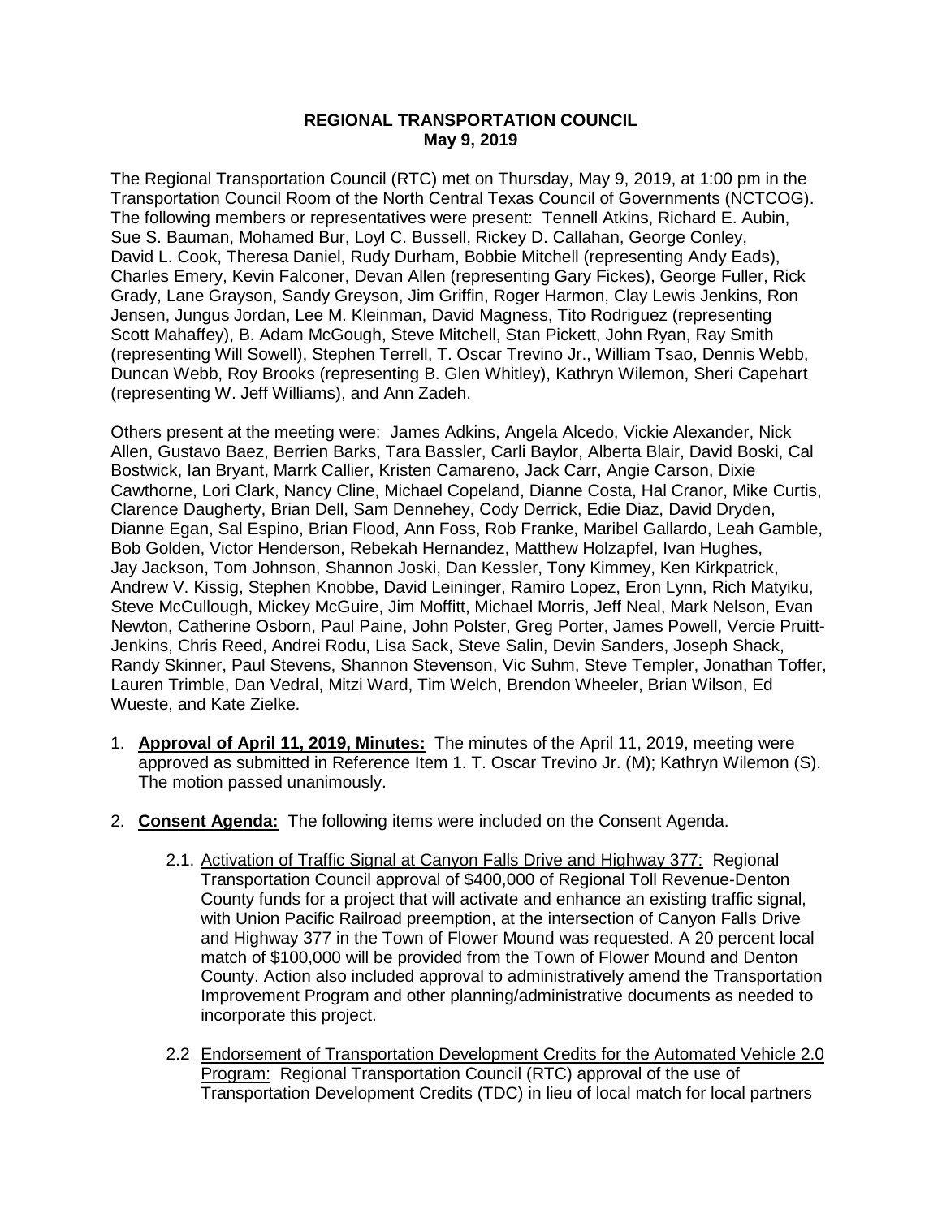**REGIONAL TRANSPORTATION COUNCIL**
**May 9, 2019**

The Regional Transportation Council (RTC) met on Thursday, May 9, 2019, at 1:00 pm in the Transportation Council Room of the North Central Texas Council of Governments (NCTCOG). The following members or representatives were present: Tennell Atkins, Richard E. Aubin, Sue S. Bauman, Mohamed Bur, Loyl C. Bussell, Rickey D. Callahan, George Conley, David L. Cook, Theresa Daniel, Rudy Durham, Bobbie Mitchell (representing Andy Eads), Charles Emery, Kevin Falconer, Devan Allen (representing Gary Fickes), George Fuller, Rick Grady, Lane Grayson, Sandy Greyson, Jim Griffin, Roger Harmon, Clay Lewis Jenkins, Ron Jensen, Jungus Jordan, Lee M. Kleinman, David Magness, Tito Rodriguez (representing Scott Mahaffey), B. Adam McGough, Steve Mitchell, Stan Pickett, John Ryan, Ray Smith (representing Will Sowell), Stephen Terrell, T. Oscar Trevino Jr., William Tsao, Dennis Webb, Duncan Webb, Roy Brooks (representing B. Glen Whitley), Kathryn Wilemon, Sheri Capehart (representing W. Jeff Williams), and Ann Zadeh.

Others present at the meeting were: James Adkins, Angela Alcedo, Vickie Alexander, Nick Allen, Gustavo Baez, Berrien Barks, Tara Bassler, Carli Baylor, Alberta Blair, David Boski, Cal Bostwick, Ian Bryant, Marrk Callier, Kristen Camareno, Jack Carr, Angie Carson, Dixie Cawthorne, Lori Clark, Nancy Cline, Michael Copeland, Dianne Costa, Hal Cranor, Mike Curtis, Clarence Daugherty, Brian Dell, Sam Dennehey, Cody Derrick, Edie Diaz, David Dryden, Dianne Egan, Sal Espino, Brian Flood, Ann Foss, Rob Franke, Maribel Gallardo, Leah Gamble, Bob Golden, Victor Henderson, Rebekah Hernandez, Matthew Holzapfel, Ivan Hughes, Jay Jackson, Tom Johnson, Shannon Joski, Dan Kessler, Tony Kimmey, Ken Kirkpatrick, Andrew V. Kissig, Stephen Knobbe, David Leininger, Ramiro Lopez, Eron Lynn, Rich Matyiku, Steve McCullough, Mickey McGuire, Jim Moffitt, Michael Morris, Jeff Neal, Mark Nelson, Evan Newton, Catherine Osborn, Paul Paine, John Polster, Greg Porter, James Powell, Vercie Pruitt-Jenkins, Chris Reed, Andrei Rodu, Lisa Sack, Steve Salin, Devin Sanders, Joseph Shack, Randy Skinner, Paul Stevens, Shannon Stevenson, Vic Suhm, Steve Templer, Jonathan Toffer, Lauren Trimble, Dan Vedral, Mitzi Ward, Tim Welch, Brendon Wheeler, Brian Wilson, Ed Wueste, and Kate Zielke.

1. **Approval of April 11, 2019, Minutes:** The minutes of the April 11, 2019, meeting were approved as submitted in Reference Item 1. T. Oscar Trevino Jr. (M); Kathryn Wilemon (S). The motion passed unanimously.

2. **Consent Agenda:** The following items were included on the Consent Agenda.

   2.1. Activation of Traffic Signal at Canyon Falls Drive and Highway 377: Regional Transportation Council approval of $400,000 of Regional Toll Revenue-Denton County funds for a project that will activate and enhance an existing traffic signal, with Union Pacific Railroad preemption, at the intersection of Canyon Falls Drive and Highway 377 in the Town of Flower Mound was requested. A 20 percent local match of $100,000 will be provided from the Town of Flower Mound and Denton County. Action also included approval to administratively amend the Transportation Improvement Program and other planning/administrative documents as needed to incorporate this project.

   2.2 Endorsement of Transportation Development Credits for the Automated Vehicle 2.0 Program: Regional Transportation Council (RTC) approval of the use of Transportation Development Credits (TDC) in lieu of local match for local partners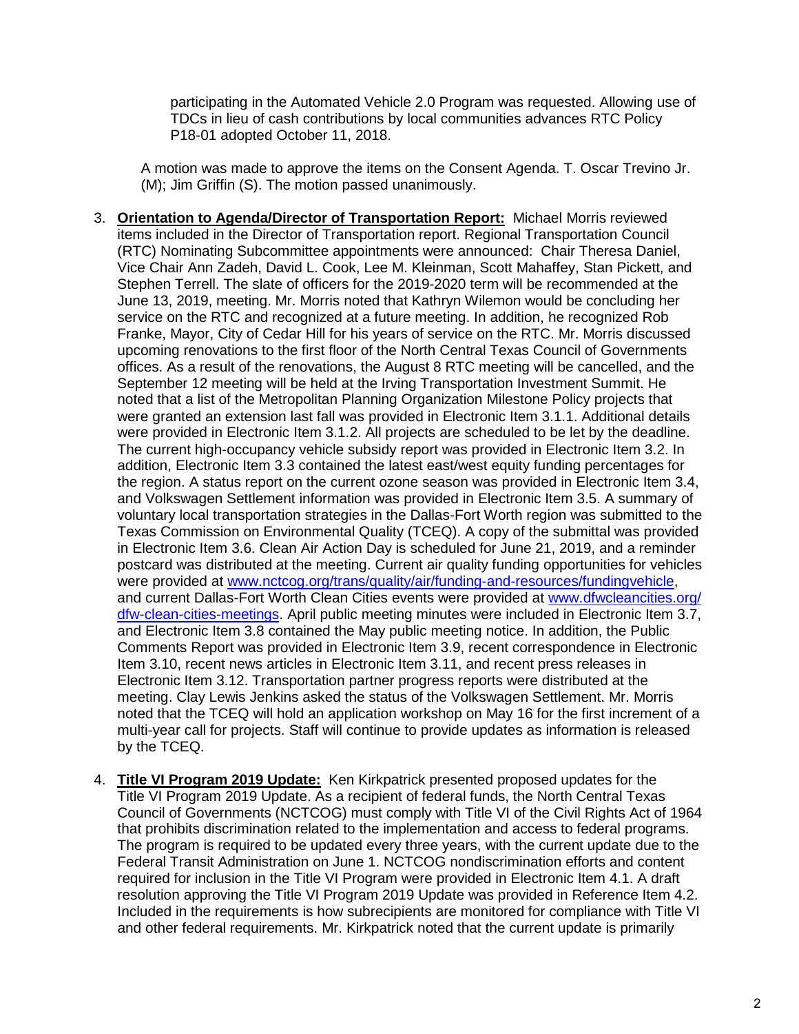participating in the Automated Vehicle 2.0 Program was requested. Allowing use of TDCs in lieu of cash contributions by local communities advances RTC Policy P18-01 adopted October 11, 2018.

A motion was made to approve the items on the Consent Agenda. T. Oscar Trevino Jr. (M); Jim Griffin (S). The motion passed unanimously.

3. **Orientation to Agenda/Director of Transportation Report:** Michael Morris reviewed items included in the Director of Transportation report. Regional Transportation Council (RTC) Nominating Subcommittee appointments were announced: Chair Theresa Daniel, Vice Chair Ann Zadeh, David L. Cook, Lee M. Kleinman, Scott Mahaffey, Stan Pickett, and Stephen Terrell. The slate of officers for the 2019-2020 term will be recommended at the June 13, 2019, meeting. Mr. Morris noted that Kathryn Wilemon would be concluding her service on the RTC and recognized at a future meeting. In addition, he recognized Rob Franke, Mayor, City of Cedar Hill for his years of service on the RTC. Mr. Morris discussed upcoming renovations to the first floor of the North Central Texas Council of Governments offices. As a result of the renovations, the August 8 RTC meeting will be cancelled, and the September 12 meeting will be held at the Irving Transportation Investment Summit. He noted that a list of the Metropolitan Planning Organization Milestone Policy projects that were granted an extension last fall was provided in Electronic Item 3.1.1. Additional details were provided in Electronic Item 3.1.2. All projects are scheduled to be let by the deadline. The current high-occupancy vehicle subsidy report was provided in Electronic Item 3.2. In addition, Electronic Item 3.3 contained the latest east/west equity funding percentages for the region. A status report on the current ozone season was provided in Electronic Item 3.4, and Volkswagen Settlement information was provided in Electronic Item 3.5. A summary of voluntary local transportation strategies in the Dallas-Fort Worth region was submitted to the Texas Commission on Environmental Quality (TCEQ). A copy of the submittal was provided in Electronic Item 3.6. Clean Air Action Day is scheduled for June 21, 2019, and a reminder postcard was distributed at the meeting. Current air quality funding opportunities for vehicles were provided at www.nctcog.org/trans/quality/air/funding-and-resources/fundingvehicle, and current Dallas-Fort Worth Clean Cities events were provided at www.dfwcleancities.org/dfw-clean-cities-meetings. April public meeting minutes were included in Electronic Item 3.7, and Electronic Item 3.8 contained the May public meeting notice. In addition, the Public Comments Report was provided in Electronic Item 3.9, recent correspondence in Electronic Item 3.10, recent news articles in Electronic Item 3.11, and recent press releases in Electronic Item 3.12. Transportation partner progress reports were distributed at the meeting. Clay Lewis Jenkins asked the status of the Volkswagen Settlement. Mr. Morris noted that the TCEQ will hold an application workshop on May 16 for the first increment of a multi-year call for projects. Staff will continue to provide updates as information is released by the TCEQ.

4. **Title VI Program 2019 Update:** Ken Kirkpatrick presented proposed updates for the Title VI Program 2019 Update. As a recipient of federal funds, the North Central Texas Council of Governments (NCTCOG) must comply with Title VI of the Civil Rights Act of 1964 that prohibits discrimination related to the implementation and access to federal programs. The program is required to be updated every three years, with the current update due to the Federal Transit Administration on June 1. NCTCOG nondiscrimination efforts and content required for inclusion in the Title VI Program were provided in Electronic Item 4.1. A draft resolution approving the Title VI Program 2019 Update was provided in Reference Item 4.2. Included in the requirements is how subrecipients are monitored for compliance with Title VI and other federal requirements. Mr. Kirkpatrick noted that the current update is primarily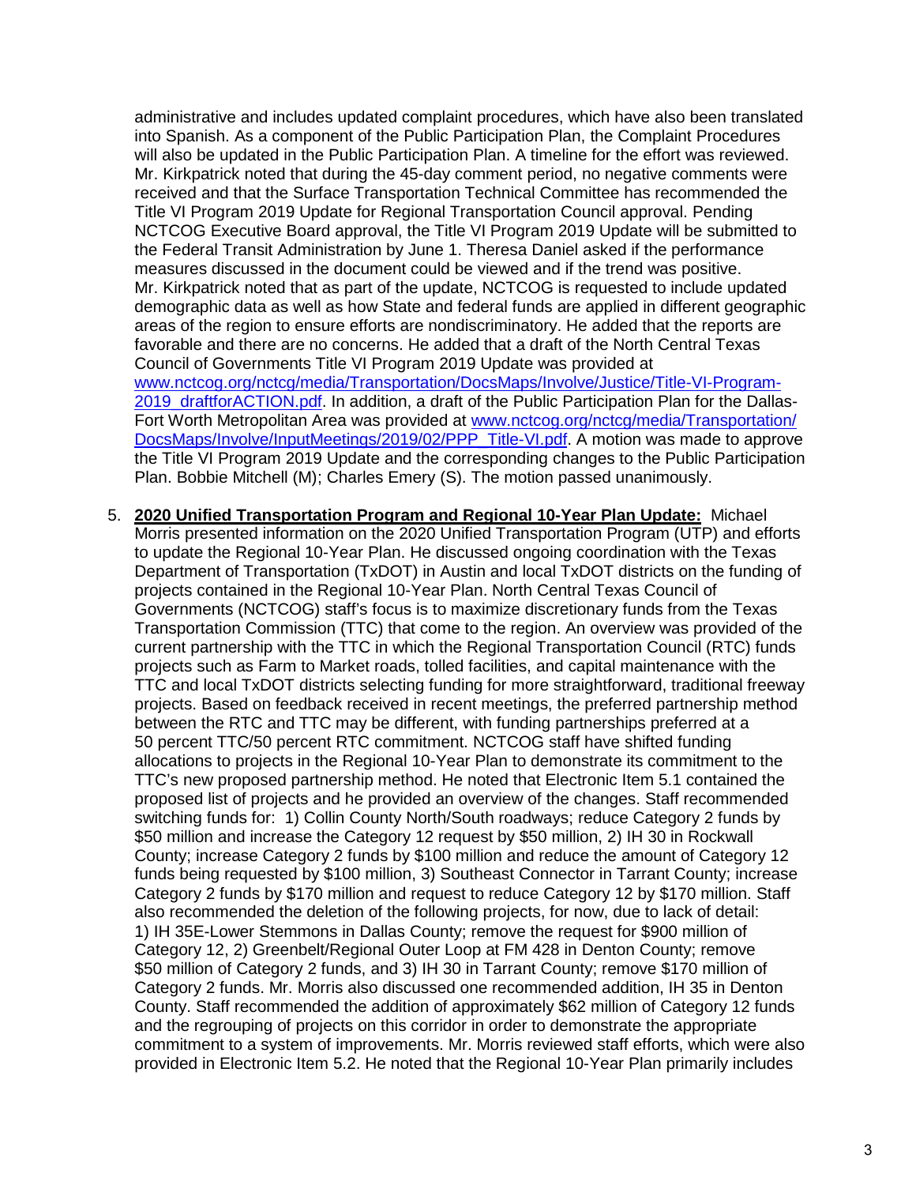administrative and includes updated complaint procedures, which have also been translated into Spanish. As a component of the Public Participation Plan, the Complaint Procedures will also be updated in the Public Participation Plan. A timeline for the effort was reviewed. Mr. Kirkpatrick noted that during the 45-day comment period, no negative comments were received and that the Surface Transportation Technical Committee has recommended the Title VI Program 2019 Update for Regional Transportation Council approval. Pending NCTCOG Executive Board approval, the Title VI Program 2019 Update will be submitted to the Federal Transit Administration by June 1. Theresa Daniel asked if the performance measures discussed in the document could be viewed and if the trend was positive. Mr. Kirkpatrick noted that as part of the update, NCTCOG is requested to include updated demographic data as well as how State and federal funds are applied in different geographic areas of the region to ensure efforts are nondiscriminatory. He added that the reports are favorable and there are no concerns. He added that a draft of the North Central Texas Council of Governments Title VI Program 2019 Update was provided at www.nctcog.org/nctcg/media/Transportation/DocsMaps/Involve/Justice/Title-VI-Program-2019_draftforACTION.pdf. In addition, a draft of the Public Participation Plan for the Dallas-Fort Worth Metropolitan Area was provided at www.nctcog.org/nctcg/media/Transportation/DocsMaps/Involve/InputMeetings/2019/02/PPP_Title-VI.pdf. A motion was made to approve the Title VI Program 2019 Update and the corresponding changes to the Public Participation Plan. Bobbie Mitchell (M); Charles Emery (S). The motion passed unanimously.

5. **2020 Unified Transportation Program and Regional 10-Year Plan Update:** Michael Morris presented information on the 2020 Unified Transportation Program (UTP) and efforts to update the Regional 10-Year Plan. He discussed ongoing coordination with the Texas Department of Transportation (TxDOT) in Austin and local TxDOT districts on the funding of projects contained in the Regional 10-Year Plan. North Central Texas Council of Governments (NCTCOG) staff's focus is to maximize discretionary funds from the Texas Transportation Commission (TTC) that come to the region. An overview was provided of the current partnership with the TTC in which the Regional Transportation Council (RTC) funds projects such as Farm to Market roads, tolled facilities, and capital maintenance with the TTC and local TxDOT districts selecting funding for more straightforward, traditional freeway projects. Based on feedback received in recent meetings, the preferred partnership method between the RTC and TTC may be different, with funding partnerships preferred at a 50 percent TTC/50 percent RTC commitment. NCTCOG staff have shifted funding allocations to projects in the Regional 10-Year Plan to demonstrate its commitment to the TTC's new proposed partnership method. He noted that Electronic Item 5.1 contained the proposed list of projects and he provided an overview of the changes. Staff recommended switching funds for: 1) Collin County North/South roadways; reduce Category 2 funds by \$50 million and increase the Category 12 request by \$50 million, 2) IH 30 in Rockwall County; increase Category 2 funds by \$100 million and reduce the amount of Category 12 funds being requested by \$100 million, 3) Southeast Connector in Tarrant County; increase Category 2 funds by \$170 million and request to reduce Category 12 by \$170 million. Staff also recommended the deletion of the following projects, for now, due to lack of detail: 1) IH 35E-Lower Stemmons in Dallas County; remove the request for \$900 million of Category 12, 2) Greenbelt/Regional Outer Loop at FM 428 in Denton County; remove \$50 million of Category 2 funds, and 3) IH 30 in Tarrant County; remove \$170 million of Category 2 funds. Mr. Morris also discussed one recommended addition, IH 35 in Denton County. Staff recommended the addition of approximately \$62 million of Category 12 funds and the regrouping of projects on this corridor in order to demonstrate the appropriate commitment to a system of improvements. Mr. Morris reviewed staff efforts, which were also provided in Electronic Item 5.2. He noted that the Regional 10-Year Plan primarily includes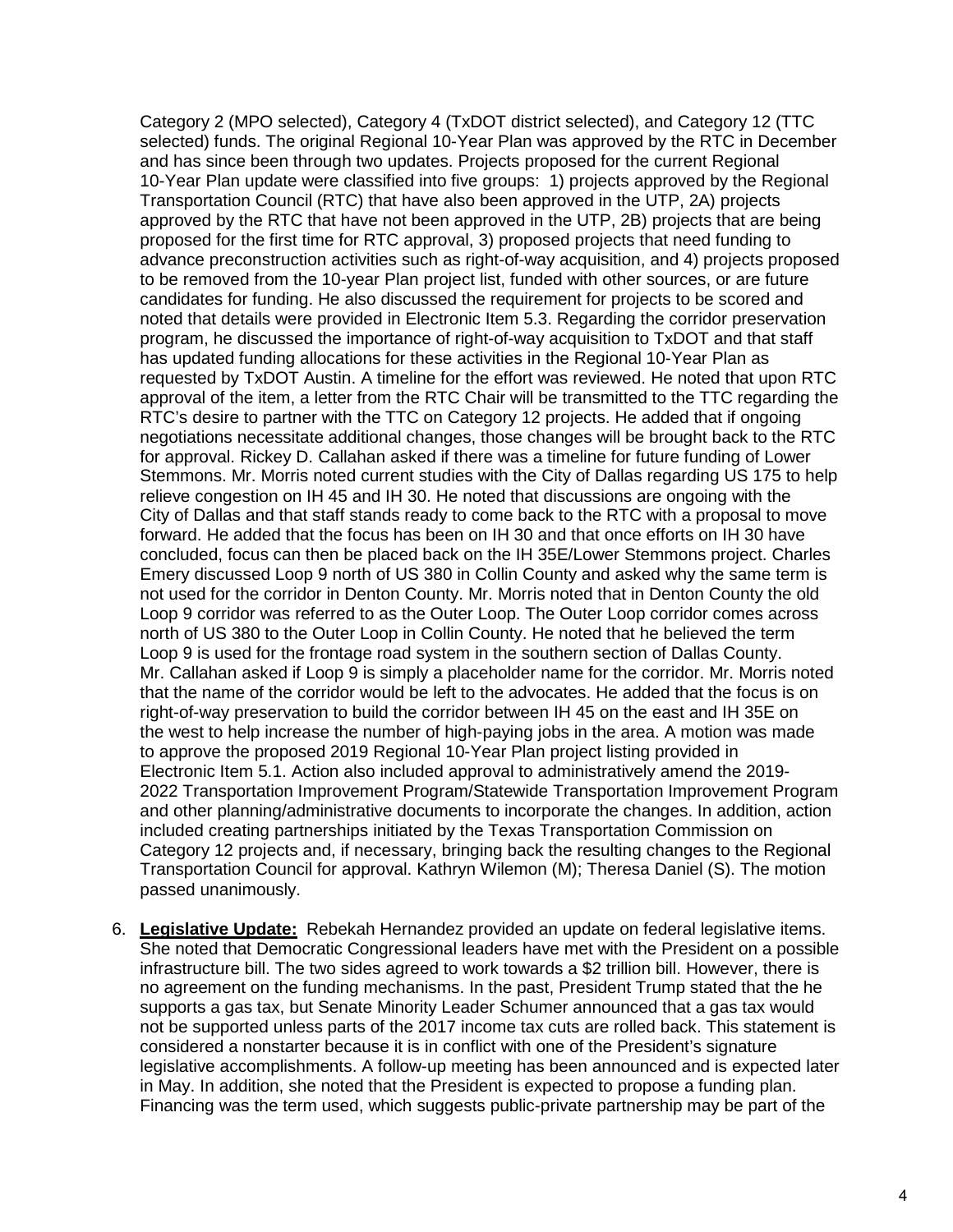Category 2 (MPO selected), Category 4 (TxDOT district selected), and Category 12 (TTC selected) funds. The original Regional 10-Year Plan was approved by the RTC in December and has since been through two updates. Projects proposed for the current Regional 10-Year Plan update were classified into five groups: 1) projects approved by the Regional Transportation Council (RTC) that have also been approved in the UTP, 2A) projects approved by the RTC that have not been approved in the UTP, 2B) projects that are being proposed for the first time for RTC approval, 3) proposed projects that need funding to advance preconstruction activities such as right-of-way acquisition, and 4) projects proposed to be removed from the 10-year Plan project list, funded with other sources, or are future candidates for funding. He also discussed the requirement for projects to be scored and noted that details were provided in Electronic Item 5.3. Regarding the corridor preservation program, he discussed the importance of right-of-way acquisition to TxDOT and that staff has updated funding allocations for these activities in the Regional 10-Year Plan as requested by TxDOT Austin. A timeline for the effort was reviewed. He noted that upon RTC approval of the item, a letter from the RTC Chair will be transmitted to the TTC regarding the RTC's desire to partner with the TTC on Category 12 projects. He added that if ongoing negotiations necessitate additional changes, those changes will be brought back to the RTC for approval. Rickey D. Callahan asked if there was a timeline for future funding of Lower Stemmons. Mr. Morris noted current studies with the City of Dallas regarding US 175 to help relieve congestion on IH 45 and IH 30. He noted that discussions are ongoing with the City of Dallas and that staff stands ready to come back to the RTC with a proposal to move forward. He added that the focus has been on IH 30 and that once efforts on IH 30 have concluded, focus can then be placed back on the IH 35E/Lower Stemmons project. Charles Emery discussed Loop 9 north of US 380 in Collin County and asked why the same term is not used for the corridor in Denton County. Mr. Morris noted that in Denton County the old Loop 9 corridor was referred to as the Outer Loop. The Outer Loop corridor comes across north of US 380 to the Outer Loop in Collin County. He noted that he believed the term Loop 9 is used for the frontage road system in the southern section of Dallas County. Mr. Callahan asked if Loop 9 is simply a placeholder name for the corridor. Mr. Morris noted that the name of the corridor would be left to the advocates. He added that the focus is on right-of-way preservation to build the corridor between IH 45 on the east and IH 35E on the west to help increase the number of high-paying jobs in the area. A motion was made to approve the proposed 2019 Regional 10-Year Plan project listing provided in Electronic Item 5.1. Action also included approval to administratively amend the 2019-2022 Transportation Improvement Program/Statewide Transportation Improvement Program and other planning/administrative documents to incorporate the changes. In addition, action included creating partnerships initiated by the Texas Transportation Commission on Category 12 projects and, if necessary, bringing back the resulting changes to the Regional Transportation Council for approval. Kathryn Wilemon (M); Theresa Daniel (S). The motion passed unanimously.

6. **Legislative Update:** Rebekah Hernandez provided an update on federal legislative items. She noted that Democratic Congressional leaders have met with the President on a possible infrastructure bill. The two sides agreed to work towards a $2 trillion bill. However, there is no agreement on the funding mechanisms. In the past, President Trump stated that the he supports a gas tax, but Senate Minority Leader Schumer announced that a gas tax would not be supported unless parts of the 2017 income tax cuts are rolled back. This statement is considered a nonstarter because it is in conflict with one of the President's signature legislative accomplishments. A follow-up meeting has been announced and is expected later in May. In addition, she noted that the President is expected to propose a funding plan. Financing was the term used, which suggests public-private partnership may be part of the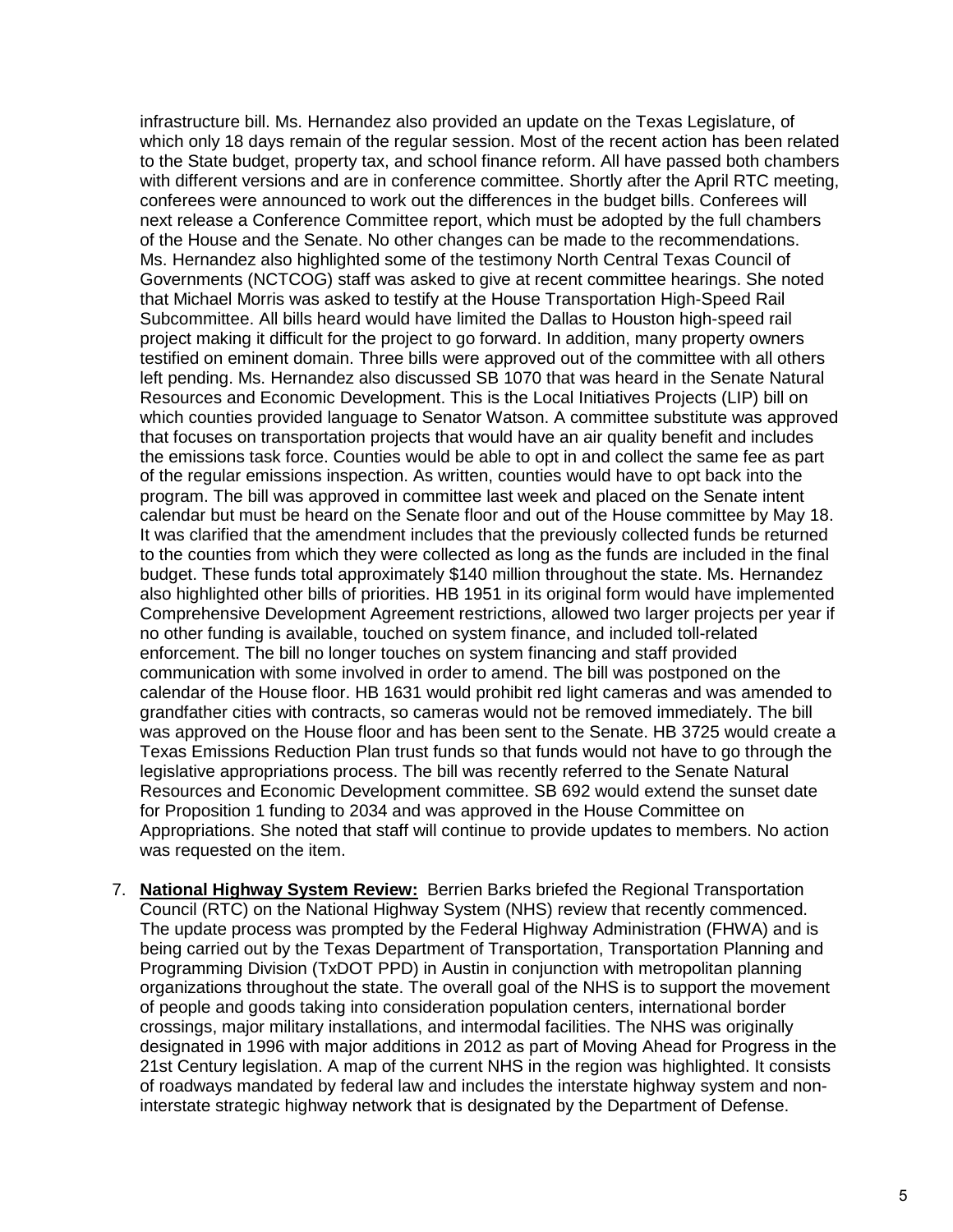infrastructure bill. Ms. Hernandez also provided an update on the Texas Legislature, of which only 18 days remain of the regular session. Most of the recent action has been related to the State budget, property tax, and school finance reform. All have passed both chambers with different versions and are in conference committee. Shortly after the April RTC meeting, conferees were announced to work out the differences in the budget bills. Conferees will next release a Conference Committee report, which must be adopted by the full chambers of the House and the Senate. No other changes can be made to the recommendations. Ms. Hernandez also highlighted some of the testimony North Central Texas Council of Governments (NCTCOG) staff was asked to give at recent committee hearings. She noted that Michael Morris was asked to testify at the House Transportation High-Speed Rail Subcommittee. All bills heard would have limited the Dallas to Houston high-speed rail project making it difficult for the project to go forward. In addition, many property owners testified on eminent domain. Three bills were approved out of the committee with all others left pending. Ms. Hernandez also discussed SB 1070 that was heard in the Senate Natural Resources and Economic Development. This is the Local Initiatives Projects (LIP) bill on which counties provided language to Senator Watson. A committee substitute was approved that focuses on transportation projects that would have an air quality benefit and includes the emissions task force. Counties would be able to opt in and collect the same fee as part of the regular emissions inspection. As written, counties would have to opt back into the program. The bill was approved in committee last week and placed on the Senate intent calendar but must be heard on the Senate floor and out of the House committee by May 18. It was clarified that the amendment includes that the previously collected funds be returned to the counties from which they were collected as long as the funds are included in the final budget. These funds total approximately $140 million throughout the state. Ms. Hernandez also highlighted other bills of priorities. HB 1951 in its original form would have implemented Comprehensive Development Agreement restrictions, allowed two larger projects per year if no other funding is available, touched on system finance, and included toll-related enforcement. The bill no longer touches on system financing and staff provided communication with some involved in order to amend. The bill was postponed on the calendar of the House floor. HB 1631 would prohibit red light cameras and was amended to grandfather cities with contracts, so cameras would not be removed immediately. The bill was approved on the House floor and has been sent to the Senate. HB 3725 would create a Texas Emissions Reduction Plan trust funds so that funds would not have to go through the legislative appropriations process. The bill was recently referred to the Senate Natural Resources and Economic Development committee. SB 692 would extend the sunset date for Proposition 1 funding to 2034 and was approved in the House Committee on Appropriations. She noted that staff will continue to provide updates to members. No action was requested on the item.

7. **National Highway System Review:** Berrien Barks briefed the Regional Transportation Council (RTC) on the National Highway System (NHS) review that recently commenced. The update process was prompted by the Federal Highway Administration (FHWA) and is being carried out by the Texas Department of Transportation, Transportation Planning and Programming Division (TxDOT PPD) in Austin in conjunction with metropolitan planning organizations throughout the state. The overall goal of the NHS is to support the movement of people and goods taking into consideration population centers, international border crossings, major military installations, and intermodal facilities. The NHS was originally designated in 1996 with major additions in 2012 as part of Moving Ahead for Progress in the 21st Century legislation. A map of the current NHS in the region was highlighted. It consists of roadways mandated by federal law and includes the interstate highway system and non-interstate strategic highway network that is designated by the Department of Defense.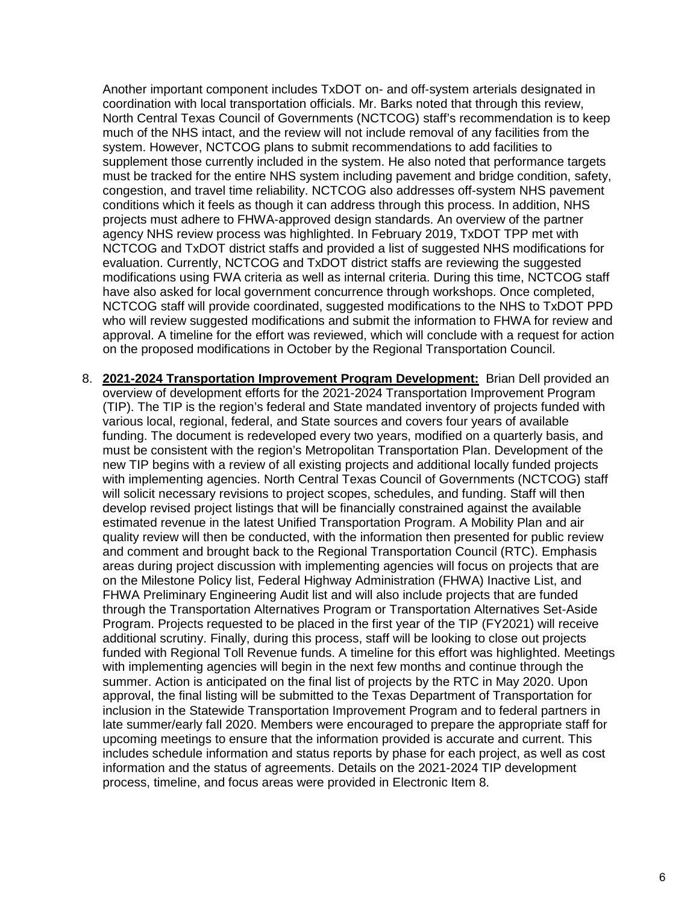Another important component includes TxDOT on- and off-system arterials designated in coordination with local transportation officials. Mr. Barks noted that through this review, North Central Texas Council of Governments (NCTCOG) staff's recommendation is to keep much of the NHS intact, and the review will not include removal of any facilities from the system. However, NCTCOG plans to submit recommendations to add facilities to supplement those currently included in the system. He also noted that performance targets must be tracked for the entire NHS system including pavement and bridge condition, safety, congestion, and travel time reliability. NCTCOG also addresses off-system NHS pavement conditions which it feels as though it can address through this process. In addition, NHS projects must adhere to FHWA-approved design standards. An overview of the partner agency NHS review process was highlighted. In February 2019, TxDOT TPP met with NCTCOG and TxDOT district staffs and provided a list of suggested NHS modifications for evaluation. Currently, NCTCOG and TxDOT district staffs are reviewing the suggested modifications using FWA criteria as well as internal criteria. During this time, NCTCOG staff have also asked for local government concurrence through workshops. Once completed, NCTCOG staff will provide coordinated, suggested modifications to the NHS to TxDOT PPD who will review suggested modifications and submit the information to FHWA for review and approval. A timeline for the effort was reviewed, which will conclude with a request for action on the proposed modifications in October by the Regional Transportation Council.

8. **2021-2024 Transportation Improvement Program Development:** Brian Dell provided an overview of development efforts for the 2021-2024 Transportation Improvement Program (TIP). The TIP is the region's federal and State mandated inventory of projects funded with various local, regional, federal, and State sources and covers four years of available funding. The document is redeveloped every two years, modified on a quarterly basis, and must be consistent with the region's Metropolitan Transportation Plan. Development of the new TIP begins with a review of all existing projects and additional locally funded projects with implementing agencies. North Central Texas Council of Governments (NCTCOG) staff will solicit necessary revisions to project scopes, schedules, and funding. Staff will then develop revised project listings that will be financially constrained against the available estimated revenue in the latest Unified Transportation Program. A Mobility Plan and air quality review will then be conducted, with the information then presented for public review and comment and brought back to the Regional Transportation Council (RTC). Emphasis areas during project discussion with implementing agencies will focus on projects that are on the Milestone Policy list, Federal Highway Administration (FHWA) Inactive List, and FHWA Preliminary Engineering Audit list and will also include projects that are funded through the Transportation Alternatives Program or Transportation Alternatives Set-Aside Program. Projects requested to be placed in the first year of the TIP (FY2021) will receive additional scrutiny. Finally, during this process, staff will be looking to close out projects funded with Regional Toll Revenue funds. A timeline for this effort was highlighted. Meetings with implementing agencies will begin in the next few months and continue through the summer. Action is anticipated on the final list of projects by the RTC in May 2020. Upon approval, the final listing will be submitted to the Texas Department of Transportation for inclusion in the Statewide Transportation Improvement Program and to federal partners in late summer/early fall 2020. Members were encouraged to prepare the appropriate staff for upcoming meetings to ensure that the information provided is accurate and current. This includes schedule information and status reports by phase for each project, as well as cost information and the status of agreements. Details on the 2021-2024 TIP development process, timeline, and focus areas were provided in Electronic Item 8.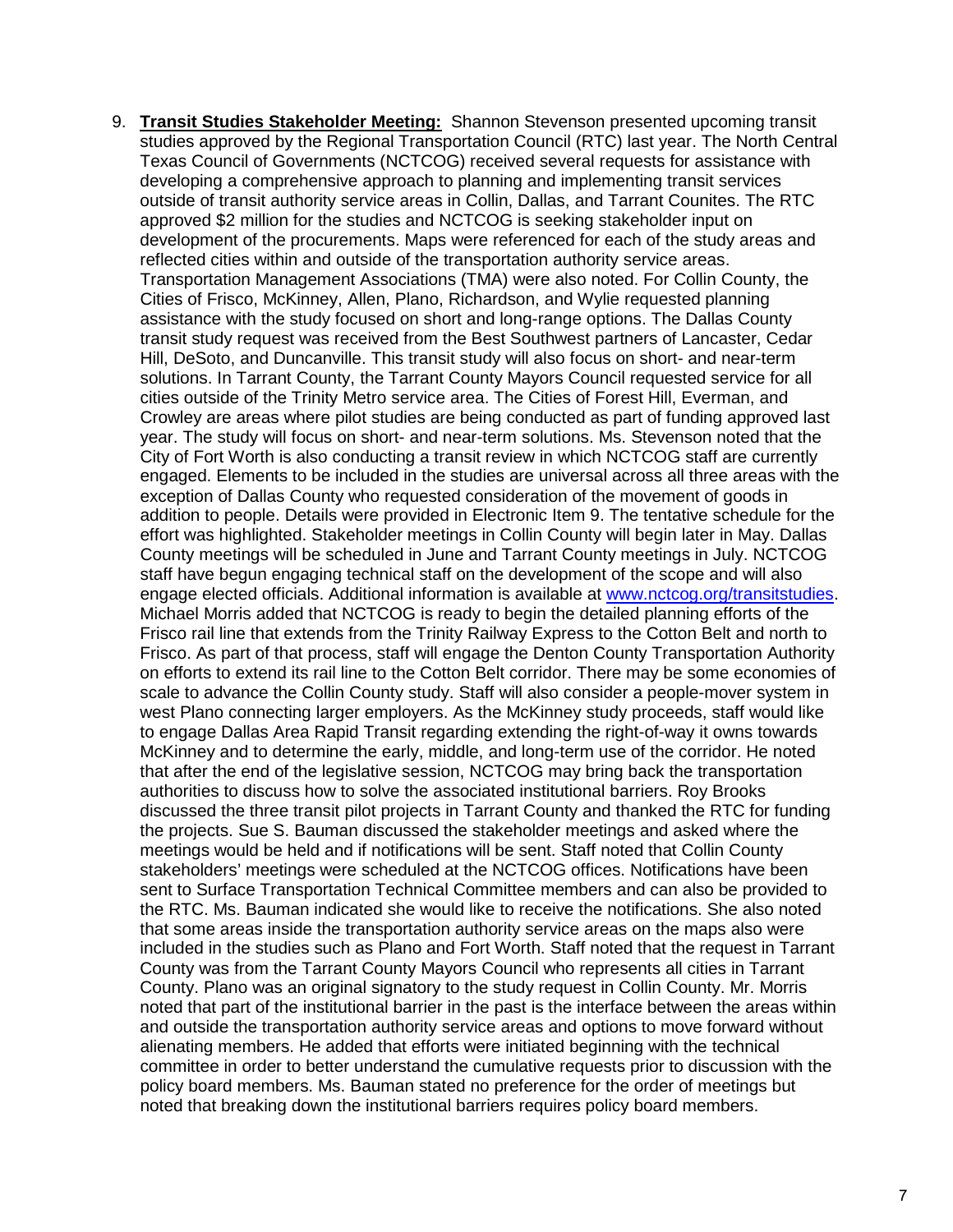9. **Transit Studies Stakeholder Meeting:** Shannon Stevenson presented upcoming transit studies approved by the Regional Transportation Council (RTC) last year. The North Central Texas Council of Governments (NCTCOG) received several requests for assistance with developing a comprehensive approach to planning and implementing transit services outside of transit authority service areas in Collin, Dallas, and Tarrant Counites. The RTC approved $2 million for the studies and NCTCOG is seeking stakeholder input on development of the procurements. Maps were referenced for each of the study areas and reflected cities within and outside of the transportation authority service areas. Transportation Management Associations (TMA) were also noted. For Collin County, the Cities of Frisco, McKinney, Allen, Plano, Richardson, and Wylie requested planning assistance with the study focused on short and long-range options. The Dallas County transit study request was received from the Best Southwest partners of Lancaster, Cedar Hill, DeSoto, and Duncanville. This transit study will also focus on short- and near-term solutions. In Tarrant County, the Tarrant County Mayors Council requested service for all cities outside of the Trinity Metro service area. The Cities of Forest Hill, Everman, and Crowley are areas where pilot studies are being conducted as part of funding approved last year. The study will focus on short- and near-term solutions. Ms. Stevenson noted that the City of Fort Worth is also conducting a transit review in which NCTCOG staff are currently engaged. Elements to be included in the studies are universal across all three areas with the exception of Dallas County who requested consideration of the movement of goods in addition to people. Details were provided in Electronic Item 9. The tentative schedule for the effort was highlighted. Stakeholder meetings in Collin County will begin later in May. Dallas County meetings will be scheduled in June and Tarrant County meetings in July. NCTCOG staff have begun engaging technical staff on the development of the scope and will also engage elected officials. Additional information is available at [www.nctcog.org/transitstudies](www.nctcog.org/transitstudies). Michael Morris added that NCTCOG is ready to begin the detailed planning efforts of the Frisco rail line that extends from the Trinity Railway Express to the Cotton Belt and north to Frisco. As part of that process, staff will engage the Denton County Transportation Authority on efforts to extend its rail line to the Cotton Belt corridor. There may be some economies of scale to advance the Collin County study. Staff will also consider a people-mover system in west Plano connecting larger employers. As the McKinney study proceeds, staff would like to engage Dallas Area Rapid Transit regarding extending the right-of-way it owns towards McKinney and to determine the early, middle, and long-term use of the corridor. He noted that after the end of the legislative session, NCTCOG may bring back the transportation authorities to discuss how to solve the associated institutional barriers. Roy Brooks discussed the three transit pilot projects in Tarrant County and thanked the RTC for funding the projects. Sue S. Bauman discussed the stakeholder meetings and asked where the meetings would be held and if notifications will be sent. Staff noted that Collin County stakeholders' meetings were scheduled at the NCTCOG offices. Notifications have been sent to Surface Transportation Technical Committee members and can also be provided to the RTC. Ms. Bauman indicated she would like to receive the notifications. She also noted that some areas inside the transportation authority service areas on the maps also were included in the studies such as Plano and Fort Worth. Staff noted that the request in Tarrant County was from the Tarrant County Mayors Council who represents all cities in Tarrant County. Plano was an original signatory to the study request in Collin County. Mr. Morris noted that part of the institutional barrier in the past is the interface between the areas within and outside the transportation authority service areas and options to move forward without alienating members. He added that efforts were initiated beginning with the technical committee in order to better understand the cumulative requests prior to discussion with the policy board members. Ms. Bauman stated no preference for the order of meetings but noted that breaking down the institutional barriers requires policy board members.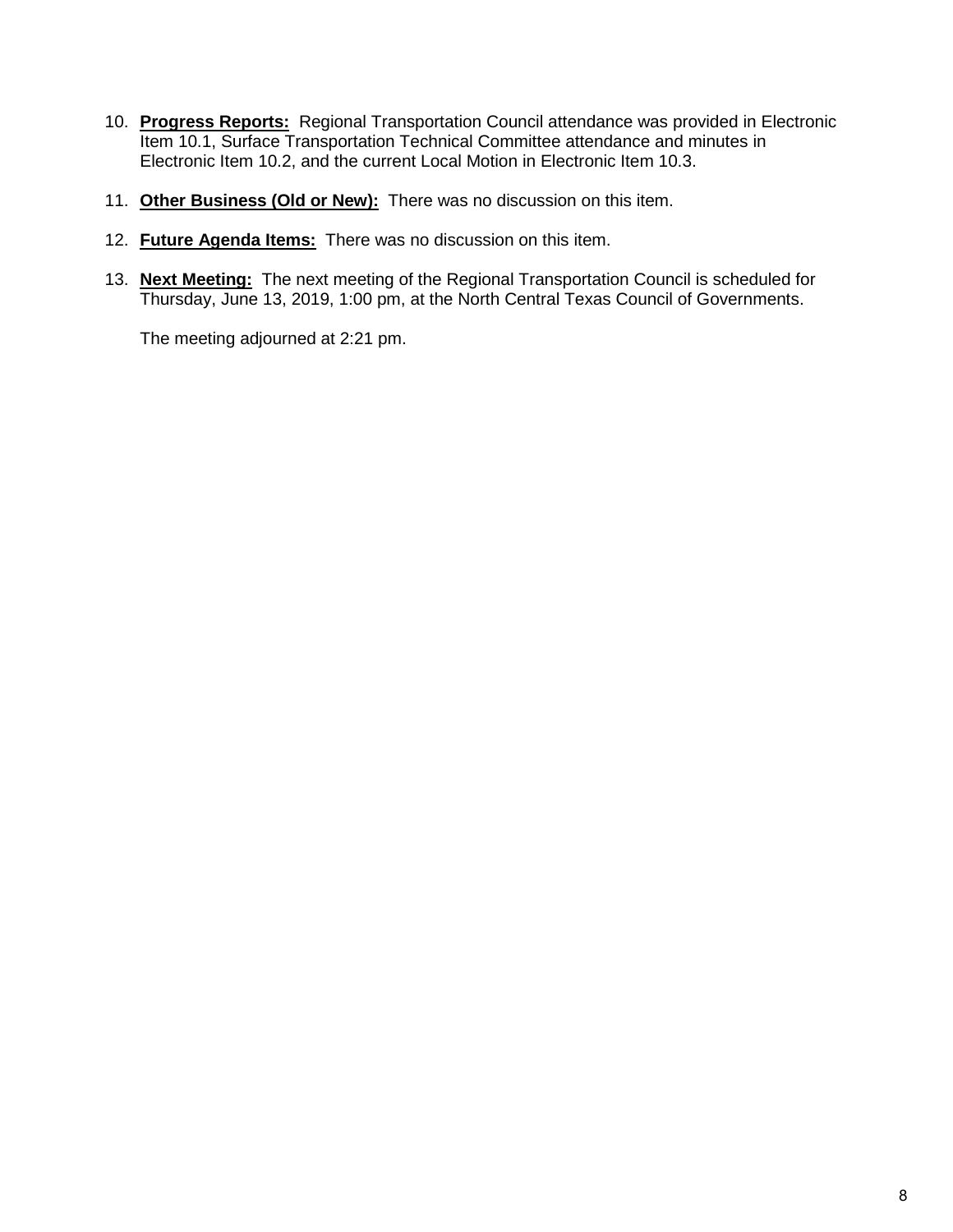10. **Progress Reports:** Regional Transportation Council attendance was provided in Electronic Item 10.1, Surface Transportation Technical Committee attendance and minutes in Electronic Item 10.2, and the current Local Motion in Electronic Item 10.3.

11. **Other Business (Old or New):** There was no discussion on this item.

12. **Future Agenda Items:** There was no discussion on this item.

13. **Next Meeting:** The next meeting of the Regional Transportation Council is scheduled for Thursday, June 13, 2019, 1:00 pm, at the North Central Texas Council of Governments.

    The meeting adjourned at 2:21 pm.